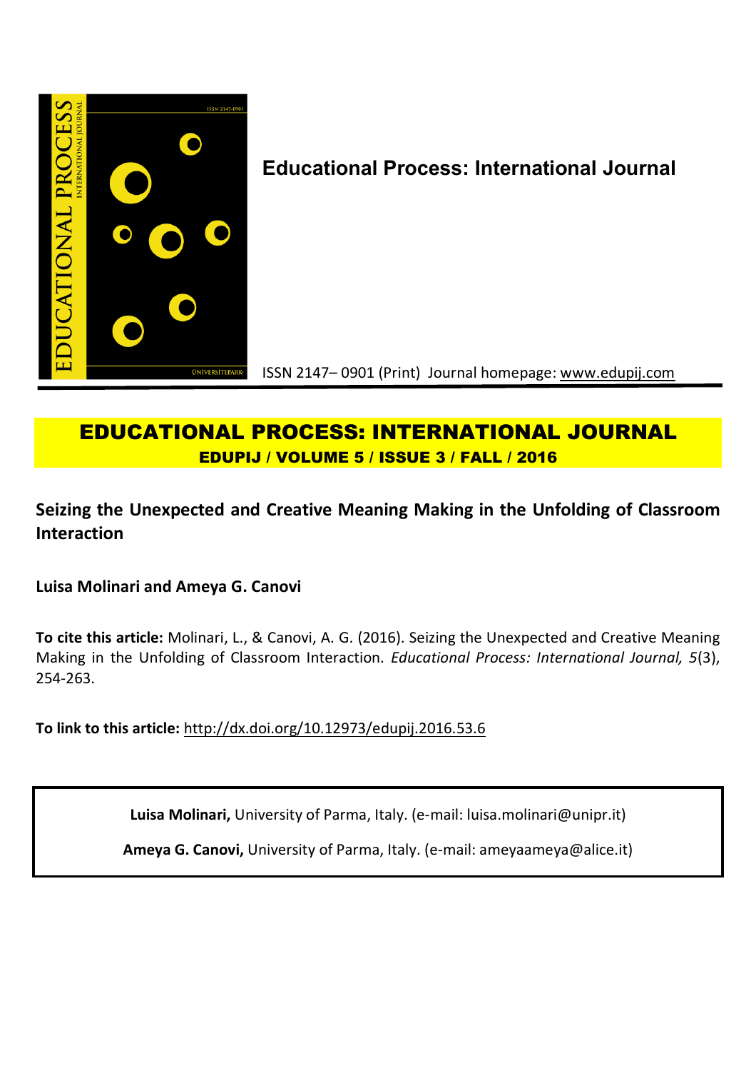**Educational Process: International Journal**

ISSN 2147– 0901 (Print) Journal homepage: www.edupij.com

# EDUCATIONAL PROCESS: INTERNATIONAL JOURNAL

**EDUPIJ / VOLUME 5 / ISSUE 3 / FALL / 2016**

## Seizing the Unexpected and Creative Meaning Making in the Unfolding of Classroom Interaction

**Luisa Molinari and Ameya G. Canovi**

**To cite this article:** Molinari, L., & Canovi, A. G. (2016). Seizing the Unexpected and Creative Meaning Making in the Unfolding of Classroom Interaction. *Educational Process: International Journal, 5*(3), 254-263.

**To link to this article:** http://dx.doi.org/10.12973/edupij.2016.53.6

**Luisa Molinari,** University of Parma, Italy. (e-mail: luisa.molinari@unipr.it)

**Ameya G. Canovi,** University of Parma, Italy. (e-mail: ameyaameya@alice.it)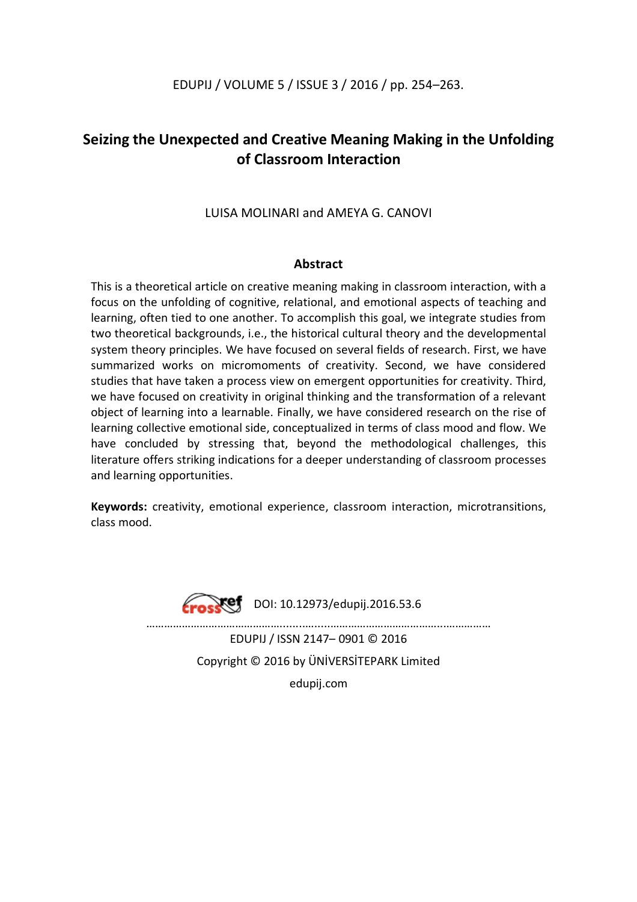# Seizing the Unexpected and Creative Meaning Making in the Unfolding of Classroom Interaction

LUISA MOLINARI and AMEYA G. CANOVI

## Abstract

This is a theoretical article on creative meaning making in classroom interaction, with a focus on the unfolding of cognitive, relational, and emotional aspects of teaching and learning, often tied to one another. To accomplish this goal, we integrate studies from two theoretical backgrounds, i.e., the historical cultural theory and the developmental system theory principles. We have focused on several fields of research. First, we have summarized works on micromoments of creativity. Second, we have considered studies that have taken a process view on emergent opportunities for creativity. Third, we have focused on creativity in original thinking and the transformation of a relevant object of learning into a learnable. Finally, we have considered research on the rise of learning collective emotional side, conceptualized in terms of class mood and flow. We have concluded by stressing that, beyond the methodological challenges, this literature offers striking indications for a deeper understanding of classroom processes and learning opportunities.

**Keywords:** creativity, emotional experience, classroom interaction, microtransitions, class mood.

DOI: 10.12973/edupij.2016.53.6

EDUPIJ / ISSN 2147– 0901 © 2016

Copyright © 2016 by ÜNİVERSİTEPARK Limited

edupij.com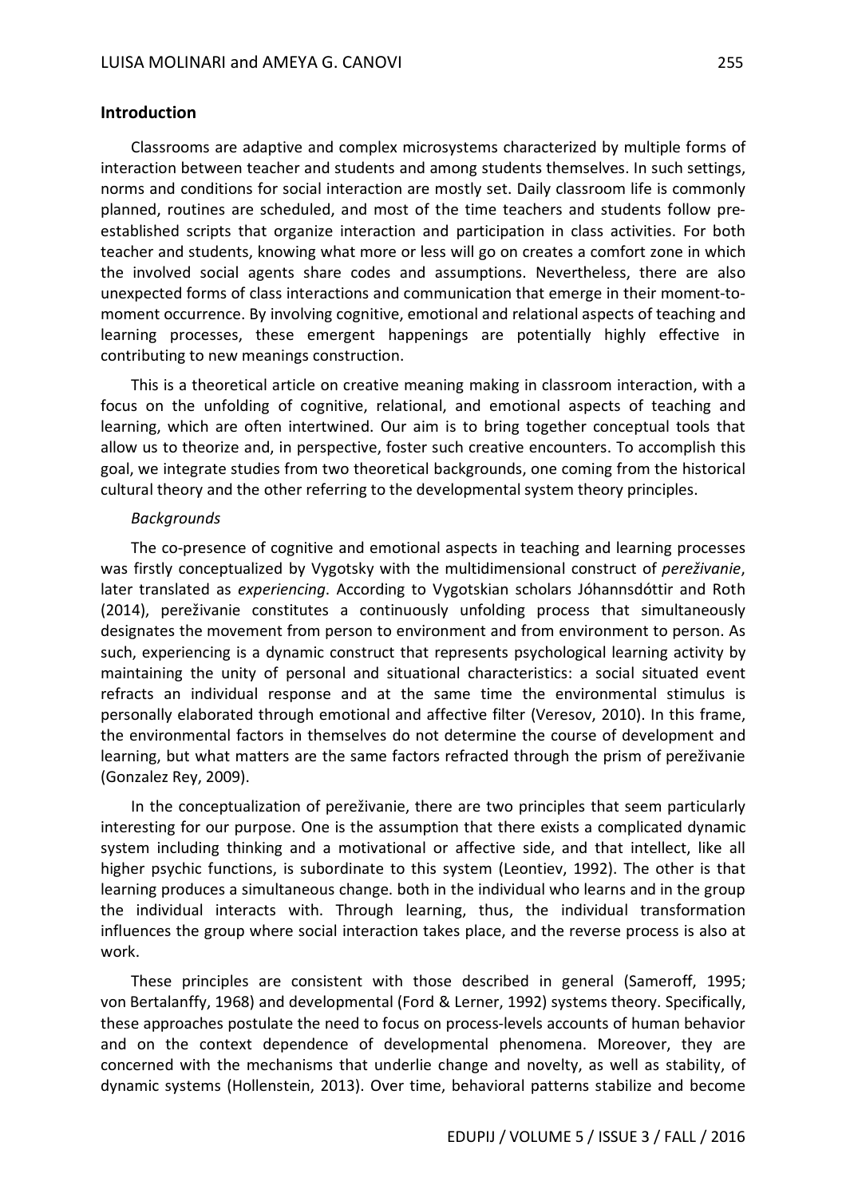## Introduction

Classrooms are adaptive and complex microsystems characterized by multiple forms of interaction between teacher and students and among students themselves. In such settings, norms and conditions for social interaction are mostly set. Daily classroom life is commonly planned, routines are scheduled, and most of the time teachers and students follow pre-established scripts that organize interaction and participation in class activities. For both teacher and students, knowing what more or less will go on creates a comfort zone in which the involved social agents share codes and assumptions. Nevertheless, there are also unexpected forms of class interactions and communication that emerge in their moment-to-moment occurrence. By involving cognitive, emotional and relational aspects of teaching and learning processes, these emergent happenings are potentially highly effective in contributing to new meanings construction.

This is a theoretical article on creative meaning making in classroom interaction, with a focus on the unfolding of cognitive, relational, and emotional aspects of teaching and learning, which are often intertwined. Our aim is to bring together conceptual tools that allow us to theorize and, in perspective, foster such creative encounters. To accomplish this goal, we integrate studies from two theoretical backgrounds, one coming from the historical cultural theory and the other referring to the developmental system theory principles.

### *Backgrounds*

The co-presence of cognitive and emotional aspects in teaching and learning processes was firstly conceptualized by Vygotsky with the multidimensional construct of *perežívanie*, later translated as *experiencing*. According to Vygotskian scholars Jóhannsdóttir and Roth (2014), perežívanie constitutes a continuously unfolding process that simultaneously designates the movement from person to environment and from environment to person. As such, experiencing is a dynamic construct that represents psychological learning activity by maintaining the unity of personal and situational characteristics: a social situated event refracts an individual response and at the same time the environmental stimulus is personally elaborated through emotional and affective filter (Veresov, 2010). In this frame, the environmental factors in themselves do not determine the course of development and learning, but what matters are the same factors refracted through the prism of perežívanie (Gonzalez Rey, 2009).

In the conceptualization of perežívanie, there are two principles that seem particularly interesting for our purpose. One is the assumption that there exists a complicated dynamic system including thinking and a motivational or affective side, and that intellect, like all higher psychic functions, is subordinate to this system (Leontiev, 1992). The other is that learning produces a simultaneous change. both in the individual who learns and in the group the individual interacts with. Through learning, thus, the individual transformation influences the group where social interaction takes place, and the reverse process is also at work.

These principles are consistent with those described in general (Sameroff, 1995; von Bertalanffy, 1968) and developmental (Ford & Lerner, 1992) systems theory. Specifically, these approaches postulate the need to focus on process-levels accounts of human behavior and on the context dependence of developmental phenomena. Moreover, they are concerned with the mechanisms that underlie change and novelty, as well as stability, of dynamic systems (Hollenstein, 2013). Over time, behavioral patterns stabilize and become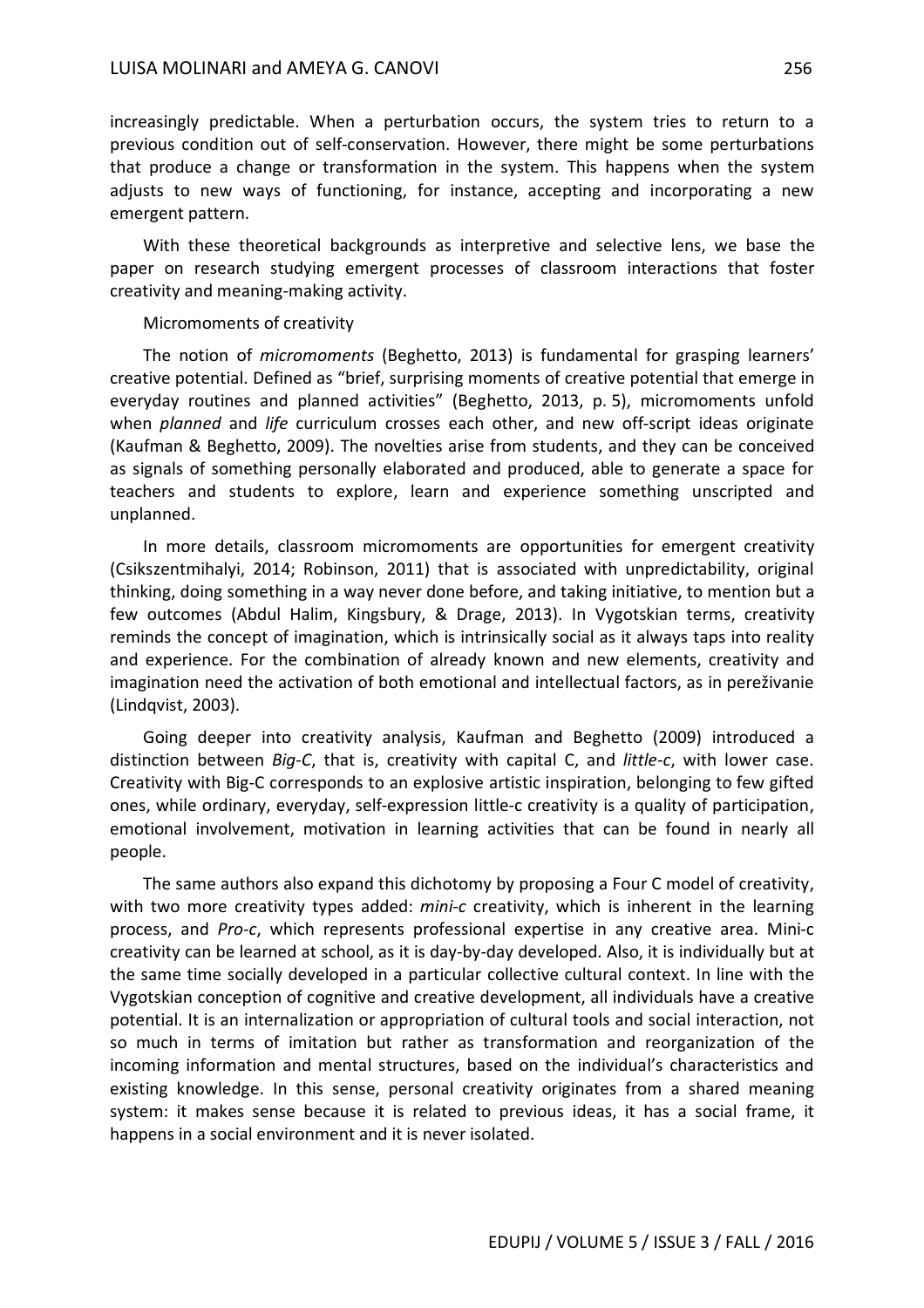increasingly predictable. When a perturbation occurs, the system tries to return to a previous condition out of self-conservation. However, there might be some perturbations that produce a change or transformation in the system. This happens when the system adjusts to new ways of functioning, for instance, accepting and incorporating a new emergent pattern.

With these theoretical backgrounds as interpretive and selective lens, we base the paper on research studying emergent processes of classroom interactions that foster creativity and meaning-making activity.

## Micromoments of creativity

The notion of *micromoments* (Beghetto, 2013) is fundamental for grasping learners' creative potential. Defined as "brief, surprising moments of creative potential that emerge in everyday routines and planned activities" (Beghetto, 2013, p. 5), micromoments unfold when *planned* and *life* curriculum crosses each other, and new off-script ideas originate (Kaufman & Beghetto, 2009). The novelties arise from students, and they can be conceived as signals of something personally elaborated and produced, able to generate a space for teachers and students to explore, learn and experience something unscripted and unplanned.

In more details, classroom micromoments are opportunities for emergent creativity (Csikszentmihalyi, 2014; Robinson, 2011) that is associated with unpredictability, original thinking, doing something in a way never done before, and taking initiative, to mention but a few outcomes (Abdul Halim, Kingsbury, & Drage, 2013). In Vygotskian terms, creativity reminds the concept of imagination, which is intrinsically social as it always taps into reality and experience. For the combination of already known and new elements, creativity and imagination need the activation of both emotional and intellectual factors, as in pereživanie (Lindqvist, 2003).

Going deeper into creativity analysis, Kaufman and Beghetto (2009) introduced a distinction between *Big-C*, that is, creativity with capital C, and *little-c*, with lower case. Creativity with Big-C corresponds to an explosive artistic inspiration, belonging to few gifted ones, while ordinary, everyday, self-expression little-c creativity is a quality of participation, emotional involvement, motivation in learning activities that can be found in nearly all people.

The same authors also expand this dichotomy by proposing a Four C model of creativity, with two more creativity types added: *mini-c* creativity, which is inherent in the learning process, and *Pro-c*, which represents professional expertise in any creative area. Mini-c creativity can be learned at school, as it is day-by-day developed. Also, it is individually but at the same time socially developed in a particular collective cultural context. In line with the Vygotskian conception of cognitive and creative development, all individuals have a creative potential. It is an internalization or appropriation of cultural tools and social interaction, not so much in terms of imitation but rather as transformation and reorganization of the incoming information and mental structures, based on the individual's characteristics and existing knowledge. In this sense, personal creativity originates from a shared meaning system: it makes sense because it is related to previous ideas, it has a social frame, it happens in a social environment and it is never isolated.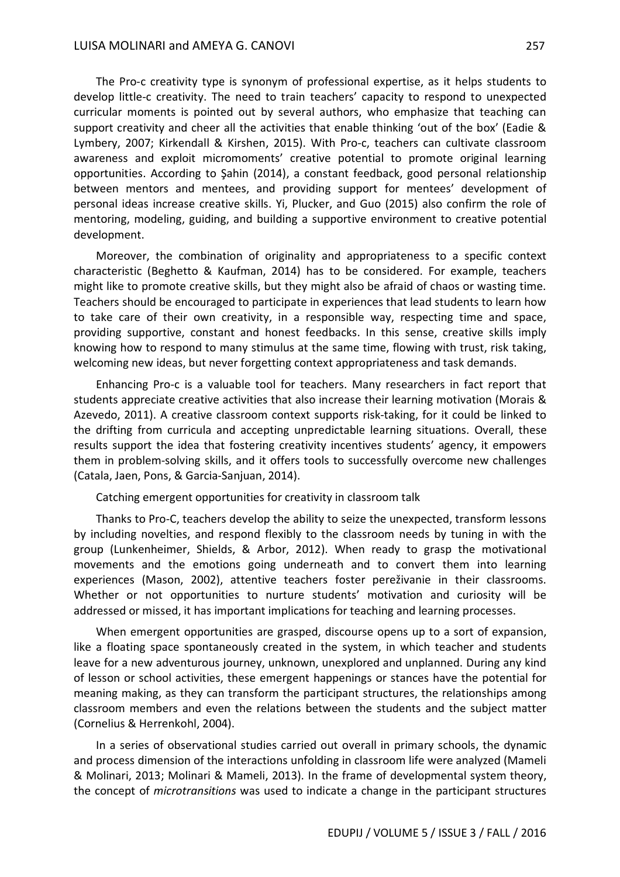The Pro-c creativity type is synonym of professional expertise, as it helps students to develop little-c creativity. The need to train teachers' capacity to respond to unexpected curricular moments is pointed out by several authors, who emphasize that teaching can support creativity and cheer all the activities that enable thinking 'out of the box' (Eadie & Lymbery, 2007; Kirkendall & Kirshen, 2015). With Pro-c, teachers can cultivate classroom awareness and exploit micromoments' creative potential to promote original learning opportunities. According to Şahin (2014), a constant feedback, good personal relationship between mentors and mentees, and providing support for mentees' development of personal ideas increase creative skills. Yi, Plucker, and Guo (2015) also confirm the role of mentoring, modeling, guiding, and building a supportive environment to creative potential development.

Moreover, the combination of originality and appropriateness to a specific context characteristic (Beghetto & Kaufman, 2014) has to be considered. For example, teachers might like to promote creative skills, but they might also be afraid of chaos or wasting time. Teachers should be encouraged to participate in experiences that lead students to learn how to take care of their own creativity, in a responsible way, respecting time and space, providing supportive, constant and honest feedbacks. In this sense, creative skills imply knowing how to respond to many stimulus at the same time, flowing with trust, risk taking, welcoming new ideas, but never forgetting context appropriateness and task demands.

Enhancing Pro-c is a valuable tool for teachers. Many researchers in fact report that students appreciate creative activities that also increase their learning motivation (Morais & Azevedo, 2011). A creative classroom context supports risk-taking, for it could be linked to the drifting from curricula and accepting unpredictable learning situations. Overall, these results support the idea that fostering creativity incentives students' agency, it empowers them in problem-solving skills, and it offers tools to successfully overcome new challenges (Catala, Jaen, Pons, & Garcia-Sanjuan, 2014).

## Catching emergent opportunities for creativity in classroom talk

Thanks to Pro-C, teachers develop the ability to seize the unexpected, transform lessons by including novelties, and respond flexibly to the classroom needs by tuning in with the group (Lunkenheimer, Shields, & Arbor, 2012). When ready to grasp the motivational movements and the emotions going underneath and to convert them into learning experiences (Mason, 2002), attentive teachers foster pereživanie in their classrooms. Whether or not opportunities to nurture students' motivation and curiosity will be addressed or missed, it has important implications for teaching and learning processes.

When emergent opportunities are grasped, discourse opens up to a sort of expansion, like a floating space spontaneously created in the system, in which teacher and students leave for a new adventurous journey, unknown, unexplored and unplanned. During any kind of lesson or school activities, these emergent happenings or stances have the potential for meaning making, as they can transform the participant structures, the relationships among classroom members and even the relations between the students and the subject matter (Cornelius & Herrenkohl, 2004).

In a series of observational studies carried out overall in primary schools, the dynamic and process dimension of the interactions unfolding in classroom life were analyzed (Mameli & Molinari, 2013; Molinari & Mameli, 2013). In the frame of developmental system theory, the concept of *microtransitions* was used to indicate a change in the participant structures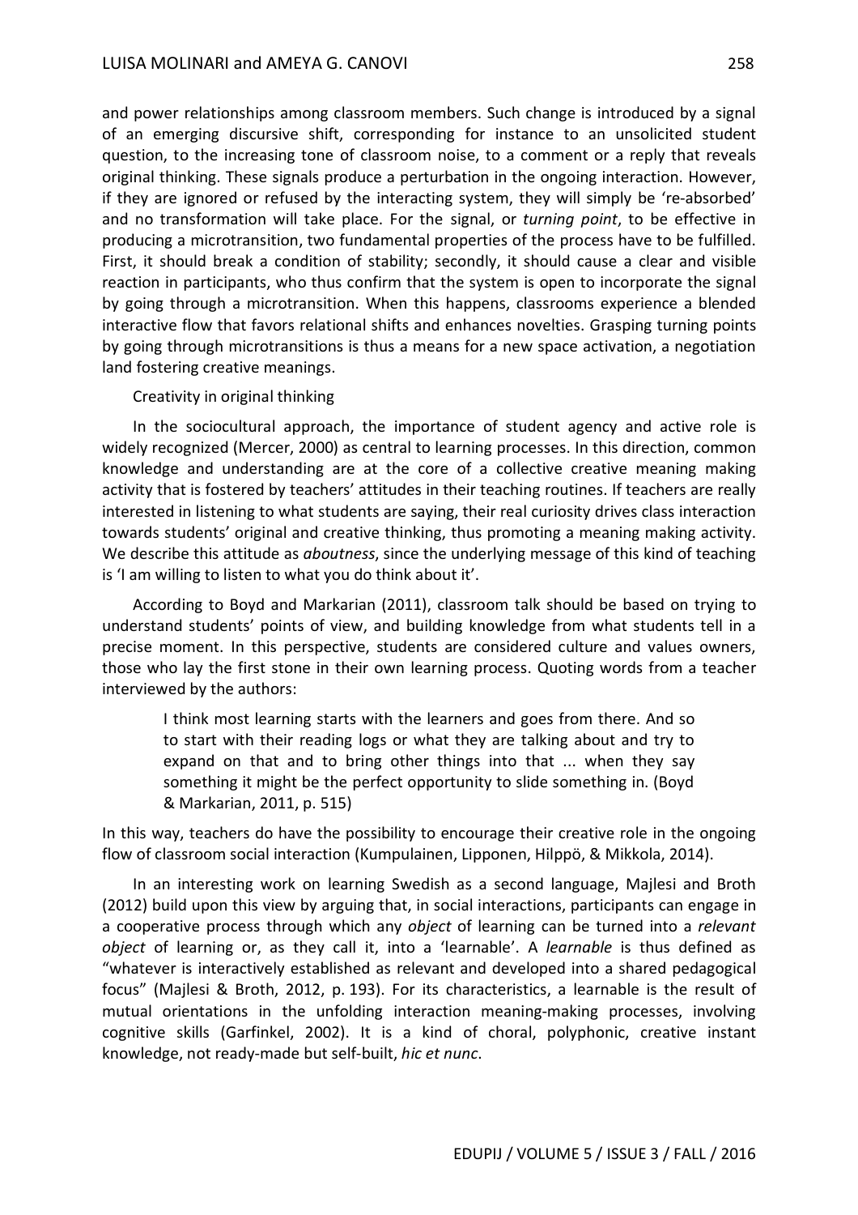and power relationships among classroom members. Such change is introduced by a signal of an emerging discursive shift, corresponding for instance to an unsolicited student question, to the increasing tone of classroom noise, to a comment or a reply that reveals original thinking. These signals produce a perturbation in the ongoing interaction. However, if they are ignored or refused by the interacting system, they will simply be 're-absorbed' and no transformation will take place. For the signal, or *turning point*, to be effective in producing a microtransition, two fundamental properties of the process have to be fulfilled. First, it should break a condition of stability; secondly, it should cause a clear and visible reaction in participants, who thus confirm that the system is open to incorporate the signal by going through a microtransition. When this happens, classrooms experience a blended interactive flow that favors relational shifts and enhances novelties. Grasping turning points by going through microtransitions is thus a means for a new space activation, a negotiation land fostering creative meanings.

### Creativity in original thinking

In the sociocultural approach, the importance of student agency and active role is widely recognized (Mercer, 2000) as central to learning processes. In this direction, common knowledge and understanding are at the core of a collective creative meaning making activity that is fostered by teachers' attitudes in their teaching routines. If teachers are really interested in listening to what students are saying, their real curiosity drives class interaction towards students' original and creative thinking, thus promoting a meaning making activity. We describe this attitude as *aboutness*, since the underlying message of this kind of teaching is 'I am willing to listen to what you do think about it'.

According to Boyd and Markarian (2011), classroom talk should be based on trying to understand students' points of view, and building knowledge from what students tell in a precise moment. In this perspective, students are considered culture and values owners, those who lay the first stone in their own learning process. Quoting words from a teacher interviewed by the authors:

> I think most learning starts with the learners and goes from there. And so to start with their reading logs or what they are talking about and try to expand on that and to bring other things into that ... when they say something it might be the perfect opportunity to slide something in. (Boyd & Markarian, 2011, p. 515)

In this way, teachers do have the possibility to encourage their creative role in the ongoing flow of classroom social interaction (Kumpulainen, Lipponen, Hilppö, & Mikkola, 2014).

In an interesting work on learning Swedish as a second language, Majlesi and Broth (2012) build upon this view by arguing that, in social interactions, participants can engage in a cooperative process through which any *object* of learning can be turned into a *relevant object* of learning or, as they call it, into a 'learnable'. A *learnable* is thus defined as "whatever is interactively established as relevant and developed into a shared pedagogical focus" (Majlesi & Broth, 2012, p. 193). For its characteristics, a learnable is the result of mutual orientations in the unfolding interaction meaning-making processes, involving cognitive skills (Garfinkel, 2002). It is a kind of choral, polyphonic, creative instant knowledge, not ready-made but self-built, *hic et nunc*.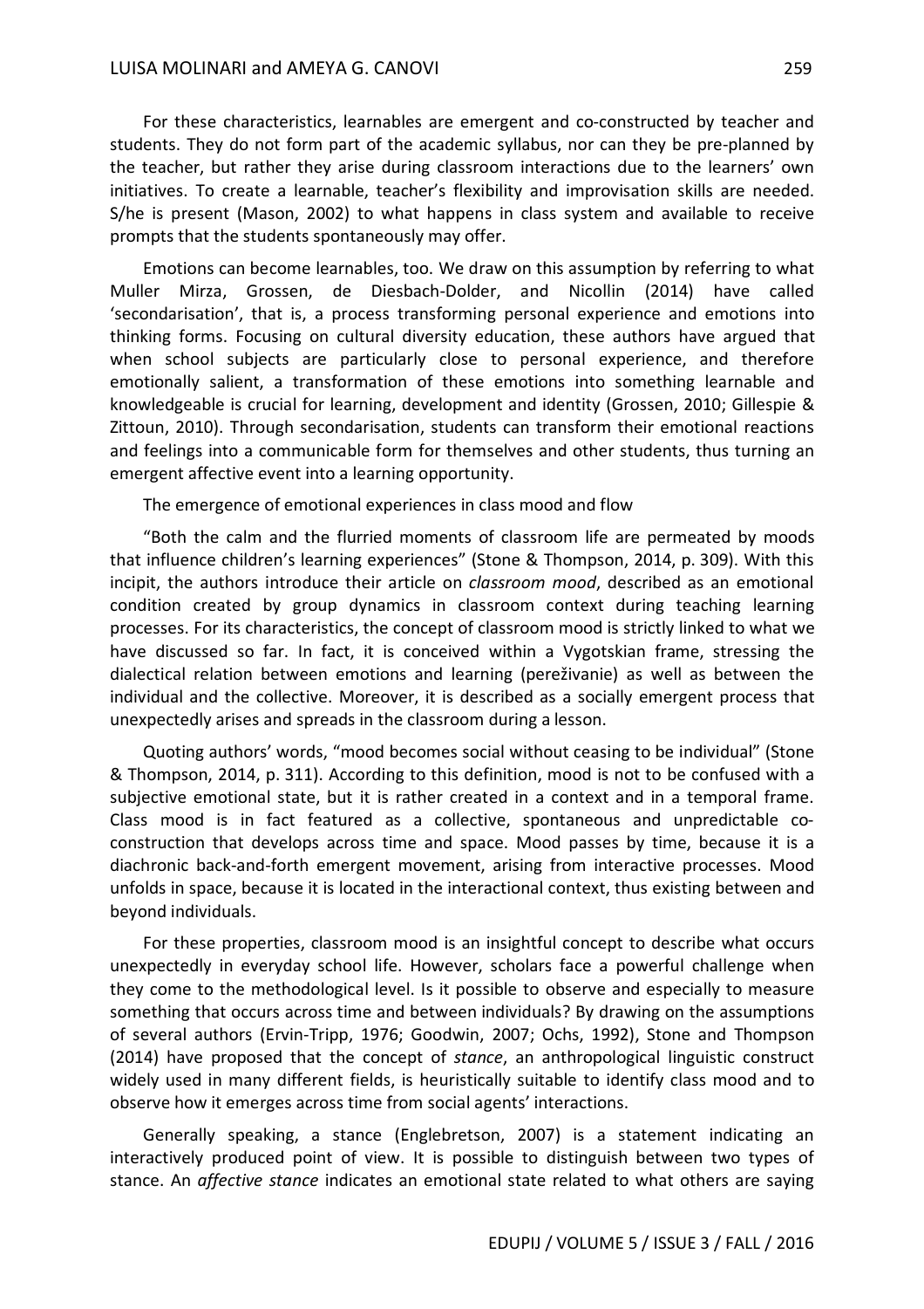For these characteristics, learnables are emergent and co-constructed by teacher and students. They do not form part of the academic syllabus, nor can they be pre-planned by the teacher, but rather they arise during classroom interactions due to the learners' own initiatives. To create a learnable, teacher's flexibility and improvisation skills are needed. S/he is present (Mason, 2002) to what happens in class system and available to receive prompts that the students spontaneously may offer.

Emotions can become learnables, too. We draw on this assumption by referring to what Muller Mirza, Grossen, de Diesbach-Dolder, and Nicollin (2014) have called 'secondarisation', that is, a process transforming personal experience and emotions into thinking forms. Focusing on cultural diversity education, these authors have argued that when school subjects are particularly close to personal experience, and therefore emotionally salient, a transformation of these emotions into something learnable and knowledgeable is crucial for learning, development and identity (Grossen, 2010; Gillespie & Zittoun, 2010). Through secondarisation, students can transform their emotional reactions and feelings into a communicable form for themselves and other students, thus turning an emergent affective event into a learning opportunity.

## The emergence of emotional experiences in class mood and flow

"Both the calm and the flurried moments of classroom life are permeated by moods that influence children's learning experiences" (Stone & Thompson, 2014, p. 309). With this incipit, the authors introduce their article on *classroom mood*, described as an emotional condition created by group dynamics in classroom context during teaching learning processes. For its characteristics, the concept of classroom mood is strictly linked to what we have discussed so far. In fact, it is conceived within a Vygotskian frame, stressing the dialectical relation between emotions and learning (perežіvanie) as well as between the individual and the collective. Moreover, it is described as a socially emergent process that unexpectedly arises and spreads in the classroom during a lesson.

Quoting authors' words, "mood becomes social without ceasing to be individual" (Stone & Thompson, 2014, p. 311). According to this definition, mood is not to be confused with a subjective emotional state, but it is rather created in a context and in a temporal frame. Class mood is in fact featured as a collective, spontaneous and unpredictable co-construction that develops across time and space. Mood passes by time, because it is a diachronic back-and-forth emergent movement, arising from interactive processes. Mood unfolds in space, because it is located in the interactional context, thus existing between and beyond individuals.

For these properties, classroom mood is an insightful concept to describe what occurs unexpectedly in everyday school life. However, scholars face a powerful challenge when they come to the methodological level. Is it possible to observe and especially to measure something that occurs across time and between individuals? By drawing on the assumptions of several authors (Ervin-Tripp, 1976; Goodwin, 2007; Ochs, 1992), Stone and Thompson (2014) have proposed that the concept of *stance*, an anthropological linguistic construct widely used in many different fields, is heuristically suitable to identify class mood and to observe how it emerges across time from social agents' interactions.

Generally speaking, a stance (Englebretson, 2007) is a statement indicating an interactively produced point of view. It is possible to distinguish between two types of stance. An *affective stance* indicates an emotional state related to what others are saying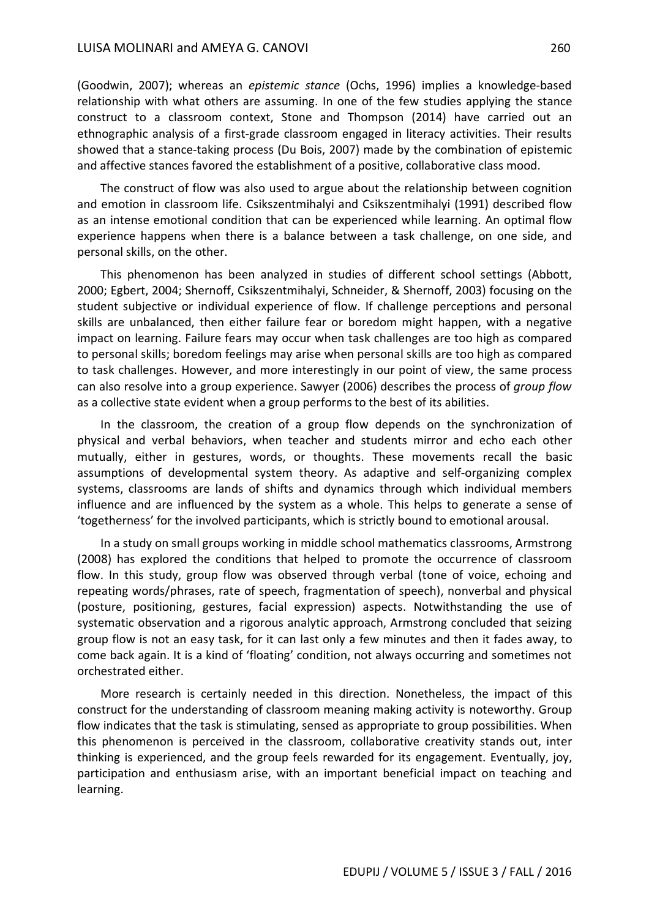(Goodwin, 2007); whereas an *epistemic stance* (Ochs, 1996) implies a knowledge-based relationship with what others are assuming. In one of the few studies applying the stance construct to a classroom context, Stone and Thompson (2014) have carried out an ethnographic analysis of a first-grade classroom engaged in literacy activities. Their results showed that a stance-taking process (Du Bois, 2007) made by the combination of epistemic and affective stances favored the establishment of a positive, collaborative class mood.

The construct of flow was also used to argue about the relationship between cognition and emotion in classroom life. Csikszentmihalyi and Csikszentmihalyi (1991) described flow as an intense emotional condition that can be experienced while learning. An optimal flow experience happens when there is a balance between a task challenge, on one side, and personal skills, on the other.

This phenomenon has been analyzed in studies of different school settings (Abbott, 2000; Egbert, 2004; Shernoff, Csikszentmihalyi, Schneider, & Shernoff, 2003) focusing on the student subjective or individual experience of flow. If challenge perceptions and personal skills are unbalanced, then either failure fear or boredom might happen, with a negative impact on learning. Failure fears may occur when task challenges are too high as compared to personal skills; boredom feelings may arise when personal skills are too high as compared to task challenges. However, and more interestingly in our point of view, the same process can also resolve into a group experience. Sawyer (2006) describes the process of *group flow* as a collective state evident when a group performs to the best of its abilities.

In the classroom, the creation of a group flow depends on the synchronization of physical and verbal behaviors, when teacher and students mirror and echo each other mutually, either in gestures, words, or thoughts. These movements recall the basic assumptions of developmental system theory. As adaptive and self-organizing complex systems, classrooms are lands of shifts and dynamics through which individual members influence and are influenced by the system as a whole. This helps to generate a sense of 'togetherness' for the involved participants, which is strictly bound to emotional arousal.

In a study on small groups working in middle school mathematics classrooms, Armstrong (2008) has explored the conditions that helped to promote the occurrence of classroom flow. In this study, group flow was observed through verbal (tone of voice, echoing and repeating words/phrases, rate of speech, fragmentation of speech), nonverbal and physical (posture, positioning, gestures, facial expression) aspects. Notwithstanding the use of systematic observation and a rigorous analytic approach, Armstrong concluded that seizing group flow is not an easy task, for it can last only a few minutes and then it fades away, to come back again. It is a kind of 'floating' condition, not always occurring and sometimes not orchestrated either.

More research is certainly needed in this direction. Nonetheless, the impact of this construct for the understanding of classroom meaning making activity is noteworthy. Group flow indicates that the task is stimulating, sensed as appropriate to group possibilities. When this phenomenon is perceived in the classroom, collaborative creativity stands out, inter thinking is experienced, and the group feels rewarded for its engagement. Eventually, joy, participation and enthusiasm arise, with an important beneficial impact on teaching and learning.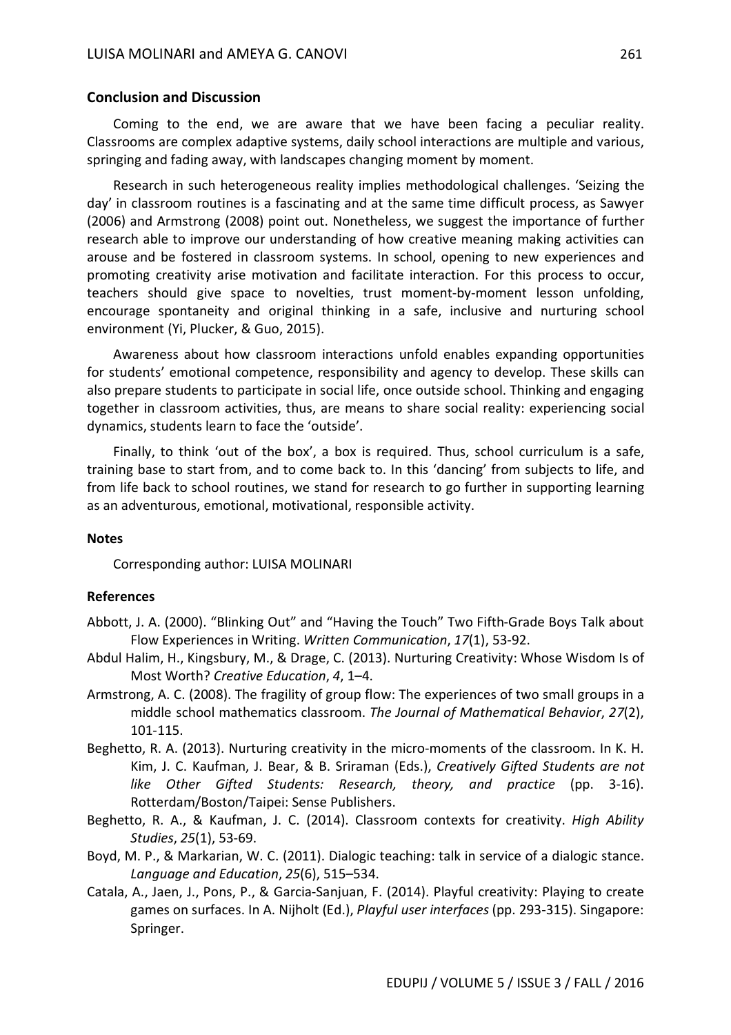## Conclusion and Discussion

Coming to the end, we are aware that we have been facing a peculiar reality. Classrooms are complex adaptive systems, daily school interactions are multiple and various, springing and fading away, with landscapes changing moment by moment.

Research in such heterogeneous reality implies methodological challenges. 'Seizing the day' in classroom routines is a fascinating and at the same time difficult process, as Sawyer (2006) and Armstrong (2008) point out. Nonetheless, we suggest the importance of further research able to improve our understanding of how creative meaning making activities can arouse and be fostered in classroom systems. In school, opening to new experiences and promoting creativity arise motivation and facilitate interaction. For this process to occur, teachers should give space to novelties, trust moment-by-moment lesson unfolding, encourage spontaneity and original thinking in a safe, inclusive and nurturing school environment (Yi, Plucker, & Guo, 2015).

Awareness about how classroom interactions unfold enables expanding opportunities for students' emotional competence, responsibility and agency to develop. These skills can also prepare students to participate in social life, once outside school. Thinking and engaging together in classroom activities, thus, are means to share social reality: experiencing social dynamics, students learn to face the 'outside'.

Finally, to think 'out of the box', a box is required. Thus, school curriculum is a safe, training base to start from, and to come back to. In this 'dancing' from subjects to life, and from life back to school routines, we stand for research to go further in supporting learning as an adventurous, emotional, motivational, responsible activity.

## Notes

Corresponding author: LUISA MOLINARI

## References

Abbott, J. A. (2000). "Blinking Out" and "Having the Touch" Two Fifth-Grade Boys Talk about Flow Experiences in Writing. *Written Communication*, *17*(1), 53-92.

Abdul Halim, H., Kingsbury, M., & Drage, C. (2013). Nurturing Creativity: Whose Wisdom Is of Most Worth? *Creative Education*, *4*, 1–4.

Armstrong, A. C. (2008). The fragility of group flow: The experiences of two small groups in a middle school mathematics classroom. *The Journal of Mathematical Behavior*, *27*(2), 101-115.

Beghetto, R. A. (2013). Nurturing creativity in the micro-moments of the classroom. In K. H. Kim, J. C. Kaufman, J. Bear, & B. Sriraman (Eds.), *Creatively Gifted Students are not like Other Gifted Students: Research, theory, and practice* (pp. 3-16). Rotterdam/Boston/Taipei: Sense Publishers.

Beghetto, R. A., & Kaufman, J. C. (2014). Classroom contexts for creativity. *High Ability Studies*, *25*(1), 53-69.

Boyd, M. P., & Markarian, W. C. (2011). Dialogic teaching: talk in service of a dialogic stance. *Language and Education*, *25*(6), 515–534.

Catala, A., Jaen, J., Pons, P., & Garcia-Sanjuan, F. (2014). Playful creativity: Playing to create games on surfaces. In A. Nijholt (Ed.), *Playful user interfaces* (pp. 293-315). Singapore: Springer.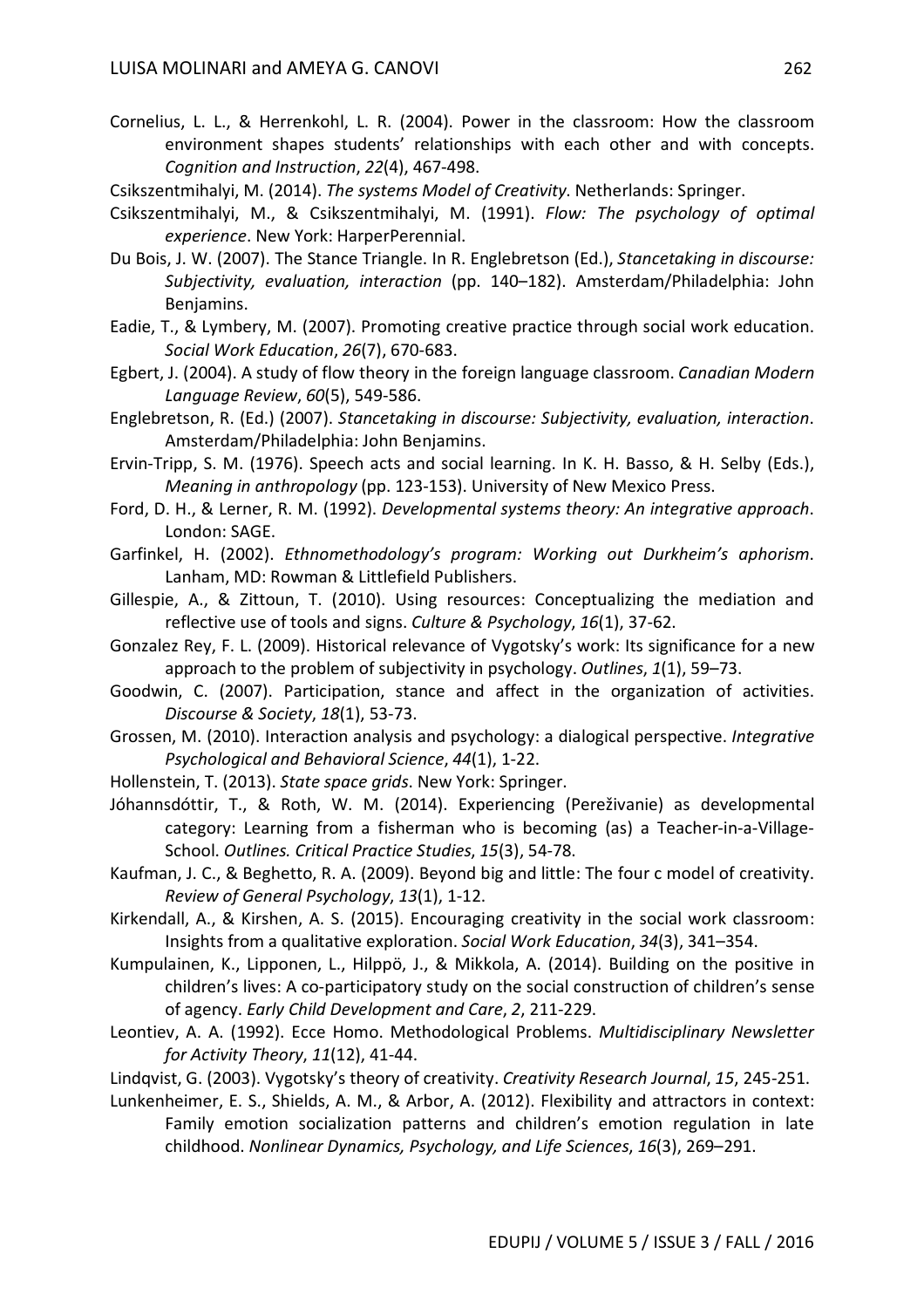Cornelius, L. L., & Herrenkohl, L. R. (2004). Power in the classroom: How the classroom environment shapes students' relationships with each other and with concepts. *Cognition and Instruction*, *22*(4), 467-498.

Csikszentmihalyi, M. (2014). *The systems Model of Creativity*. Netherlands: Springer.

Csikszentmihalyi, M., & Csikszentmihalyi, M. (1991). *Flow: The psychology of optimal experience*. New York: HarperPerennial.

Du Bois, J. W. (2007). The Stance Triangle. In R. Englebretson (Ed.), *Stancetaking in discourse: Subjectivity, evaluation, interaction* (pp. 140–182). Amsterdam/Philadelphia: John Benjamins.

Eadie, T., & Lymbery, M. (2007). Promoting creative practice through social work education. *Social Work Education*, *26*(7), 670-683.

Egbert, J. (2004). A study of flow theory in the foreign language classroom. *Canadian Modern Language Review*, *60*(5), 549-586.

Englebretson, R. (Ed.) (2007). *Stancetaking in discourse: Subjectivity, evaluation, interaction*. Amsterdam/Philadelphia: John Benjamins.

Ervin-Tripp, S. M. (1976). Speech acts and social learning. In K. H. Basso, & H. Selby (Eds.), *Meaning in anthropology* (pp. 123-153). University of New Mexico Press.

Ford, D. H., & Lerner, R. M. (1992). *Developmental systems theory: An integrative approach*. London: SAGE.

Garfinkel, H. (2002). *Ethnomethodology's program: Working out Durkheim's aphorism*. Lanham, MD: Rowman & Littlefield Publishers.

Gillespie, A., & Zittoun, T. (2010). Using resources: Conceptualizing the mediation and reflective use of tools and signs. *Culture & Psychology*, *16*(1), 37-62.

Gonzalez Rey, F. L. (2009). Historical relevance of Vygotsky's work: Its significance for a new approach to the problem of subjectivity in psychology. *Outlines*, *1*(1), 59–73.

Goodwin, C. (2007). Participation, stance and affect in the organization of activities. *Discourse & Society*, *18*(1), 53-73.

Grossen, M. (2010). Interaction analysis and psychology: a dialogical perspective. *Integrative Psychological and Behavioral Science*, *44*(1), 1-22.

Hollenstein, T. (2013). *State space grids*. New York: Springer.

Jóhannsdóttir, T., & Roth, W. M. (2014). Experiencing (Perezhivanie) as developmental category: Learning from a fisherman who is becoming (as) a Teacher-in-a-Village-School. *Outlines. Critical Practice Studies*, *15*(3), 54-78.

Kaufman, J. C., & Beghetto, R. A. (2009). Beyond big and little: The four c model of creativity. *Review of General Psychology*, *13*(1), 1-12.

Kirkendall, A., & Kirshen, A. S. (2015). Encouraging creativity in the social work classroom: Insights from a qualitative exploration. *Social Work Education*, *34*(3), 341–354.

Kumpulainen, K., Lipponen, L., Hilppö, J., & Mikkola, A. (2014). Building on the positive in children's lives: A co-participatory study on the social construction of children's sense of agency. *Early Child Development and Care*, *2*, 211-229.

Leontiev, A. A. (1992). Ecce Homo. Methodological Problems. *Multidisciplinary Newsletter for Activity Theory*, *11*(12), 41-44.

Lindqvist, G. (2003). Vygotsky's theory of creativity. *Creativity Research Journal*, *15*, 245-251.

Lunkenheimer, E. S., Shields, A. M., & Arbor, A. (2012). Flexibility and attractors in context: Family emotion socialization patterns and children's emotion regulation in late childhood. *Nonlinear Dynamics, Psychology, and Life Sciences*, *16*(3), 269–291.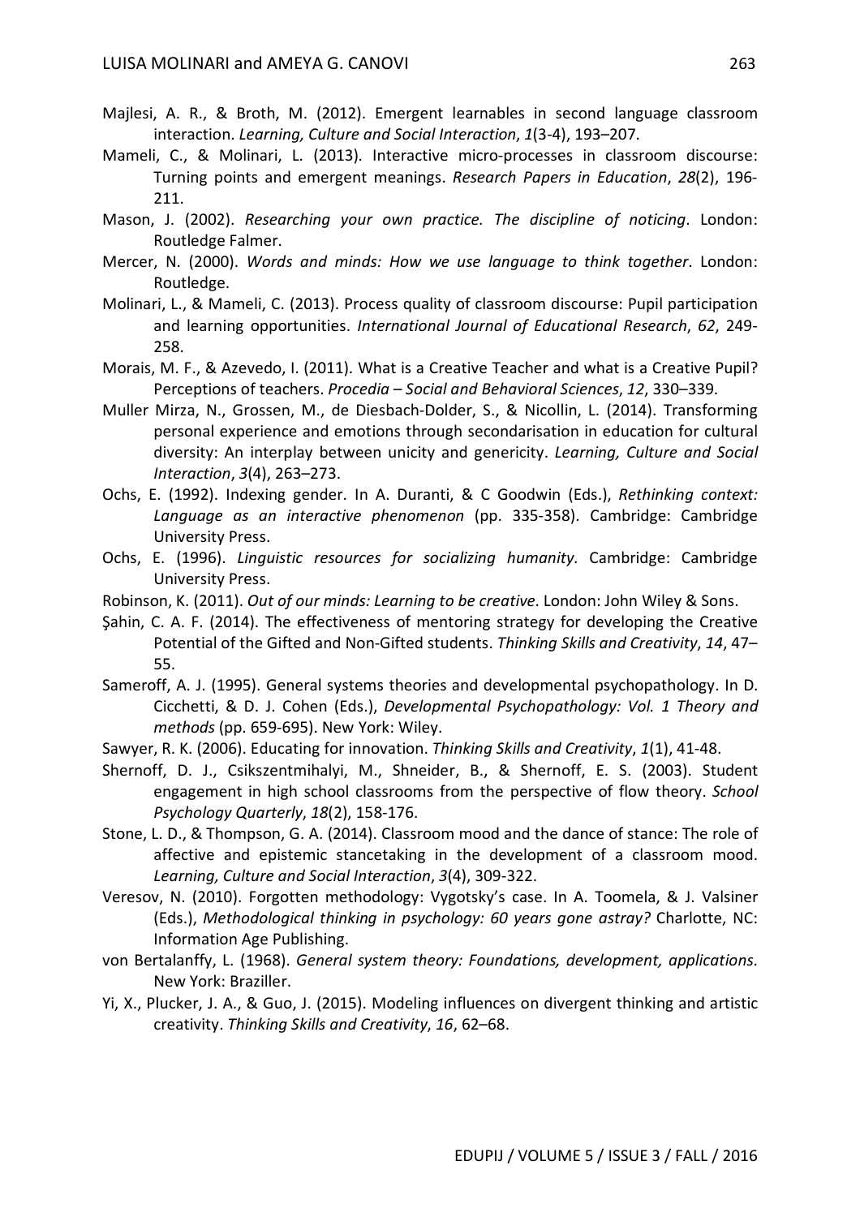Majlesi, A. R., & Broth, M. (2012). Emergent learnables in second language classroom interaction. *Learning, Culture and Social Interaction*, *1*(3-4), 193–207.

Mameli, C., & Molinari, L. (2013). Interactive micro-processes in classroom discourse: Turning points and emergent meanings. *Research Papers in Education*, *28*(2), 196-211.

Mason, J. (2002). *Researching your own practice. The discipline of noticing*. London: Routledge Falmer.

Mercer, N. (2000). *Words and minds: How we use language to think together*. London: Routledge.

Molinari, L., & Mameli, C. (2013). Process quality of classroom discourse: Pupil participation and learning opportunities. *International Journal of Educational Research*, *62*, 249-258.

Morais, M. F., & Azevedo, I. (2011). What is a Creative Teacher and what is a Creative Pupil? Perceptions of teachers. *Procedia – Social and Behavioral Sciences*, *12*, 330–339.

Muller Mirza, N., Grossen, M., de Diesbach-Dolder, S., & Nicollin, L. (2014). Transforming personal experience and emotions through secondarisation in education for cultural diversity: An interplay between unicity and genericity. *Learning, Culture and Social Interaction*, *3*(4), 263–273.

Ochs, E. (1992). Indexing gender. In A. Duranti, & C Goodwin (Eds.), *Rethinking context: Language as an interactive phenomenon* (pp. 335-358). Cambridge: Cambridge University Press.

Ochs, E. (1996). *Linguistic resources for socializing humanity*. Cambridge: Cambridge University Press.

Robinson, K. (2011). *Out of our minds: Learning to be creative*. London: John Wiley & Sons.

Şahin, C. A. F. (2014). The effectiveness of mentoring strategy for developing the Creative Potential of the Gifted and Non-Gifted students. *Thinking Skills and Creativity*, *14*, 47–55.

Sameroff, A. J. (1995). General systems theories and developmental psychopathology. In D. Cicchetti, & D. J. Cohen (Eds.), *Developmental Psychopathology: Vol. 1 Theory and methods* (pp. 659-695). New York: Wiley.

Sawyer, R. K. (2006). Educating for innovation. *Thinking Skills and Creativity*, *1*(1), 41-48.

Shernoff, D. J., Csikszentmihalyi, M., Shneider, B., & Shernoff, E. S. (2003). Student engagement in high school classrooms from the perspective of flow theory. *School Psychology Quarterly*, *18*(2), 158-176.

Stone, L. D., & Thompson, G. A. (2014). Classroom mood and the dance of stance: The role of affective and epistemic stancetaking in the development of a classroom mood. *Learning, Culture and Social Interaction*, *3*(4), 309-322.

Veresov, N. (2010). Forgotten methodology: Vygotsky's case. In A. Toomela, & J. Valsiner (Eds.), *Methodological thinking in psychology: 60 years gone astray?* Charlotte, NC: Information Age Publishing.

von Bertalanffy, L. (1968). *General system theory: Foundations, development, applications*. New York: Braziller.

Yi, X., Plucker, J. A., & Guo, J. (2015). Modeling influences on divergent thinking and artistic creativity. *Thinking Skills and Creativity*, *16*, 62–68.